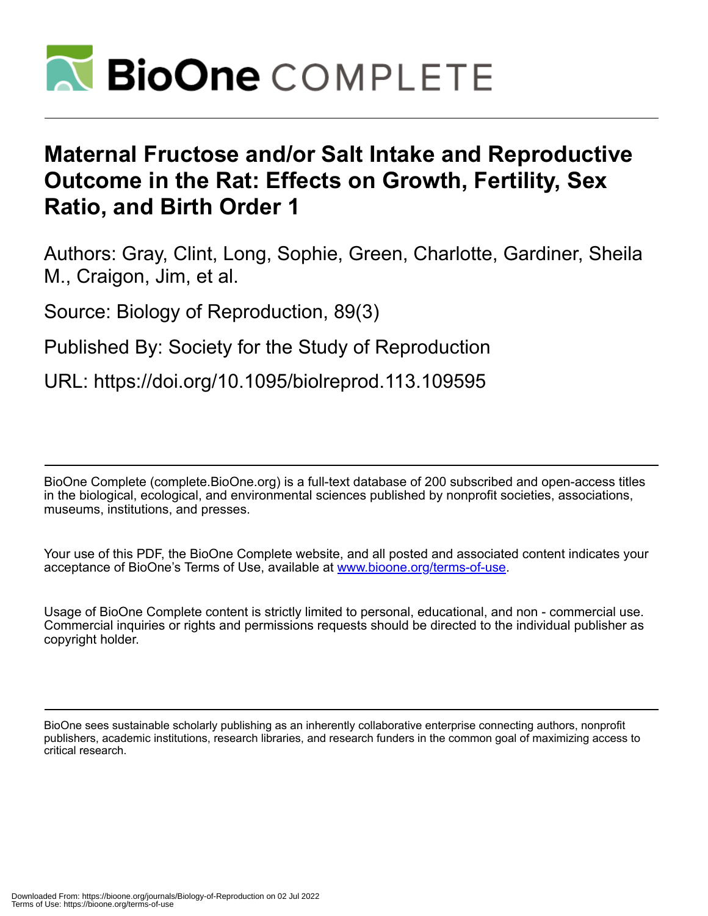# Maternal Fructose and/or Salt Intake and Reproductive Outcome in the Rat: Effects on Growth, Fertility, Sex Ratio, and Birth Order 1

Authors: Gray, Clint, Long, Sophie, Green, Charlotte, Gardiner, Sheila M., Craigon, Jim, et al.

Source: Biology of Reproduction, 89(3)

Published By: Society for the Study of Reproduction

URL: https://doi.org/10.1095/biolreprod.113.109595

---

BioOne Complete (complete.BioOne.org) is a full-text database of 200 subscribed and open-access titles in the biological, ecological, and environmental sciences published by nonprofit societies, associations, museums, institutions, and presses.

Your use of this PDF, the BioOne Complete website, and all posted and associated content indicates your acceptance of BioOne's Terms of Use, available at www.bioone.org/terms-of-use.

Usage of BioOne Complete content is strictly limited to personal, educational, and non - commercial use. Commercial inquiries or rights and permissions requests should be directed to the individual publisher as copyright holder.

---

BioOne sees sustainable scholarly publishing as an inherently collaborative enterprise connecting authors, nonprofit publishers, academic institutions, research libraries, and research funders in the common goal of maximizing access to critical research.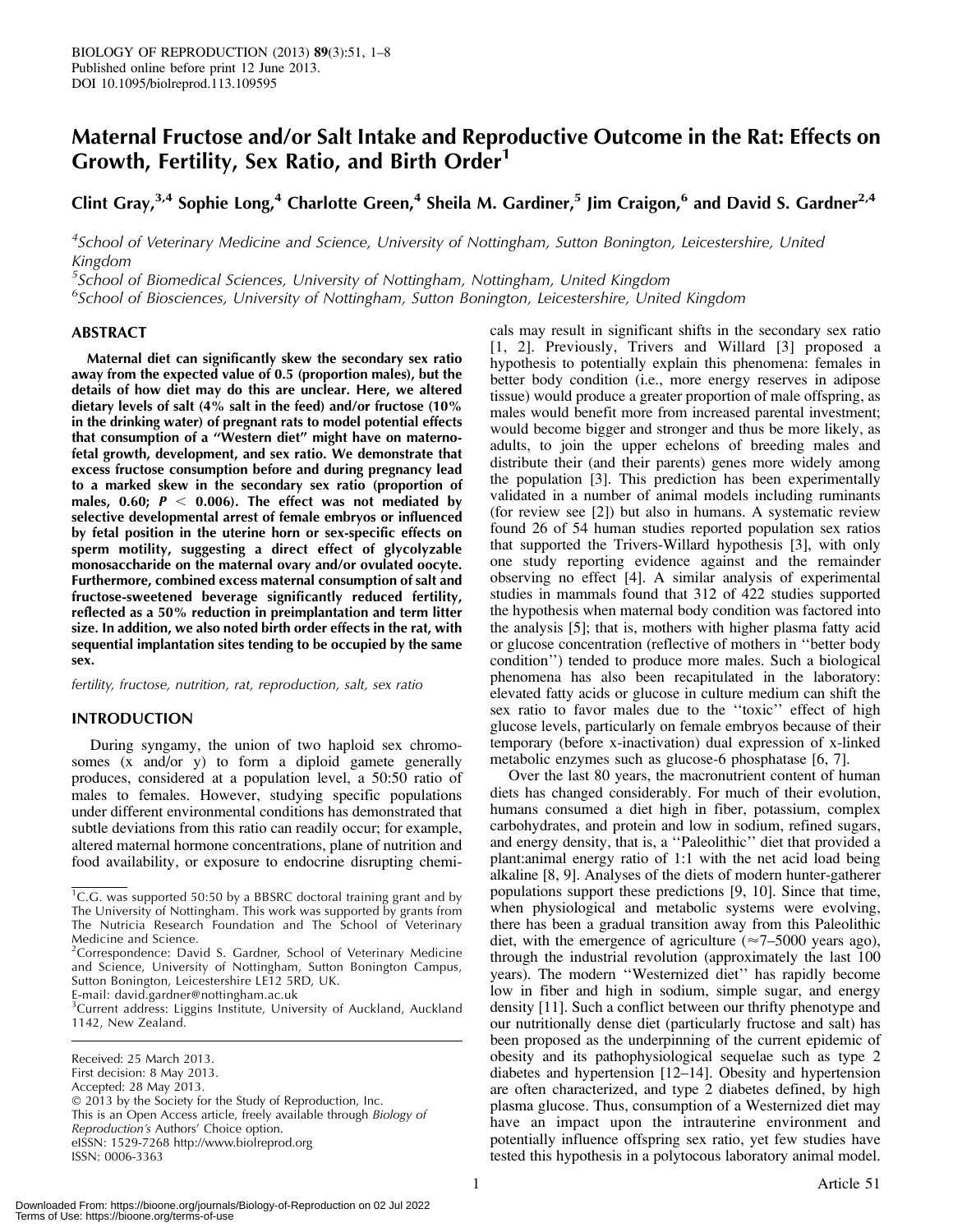# Maternal Fructose and/or Salt Intake and Reproductive Outcome in the Rat: Effects on Growth, Fertility, Sex Ratio, and Birth Order[1]

Clint Gray,[3,4] Sophie Long,[4] Charlotte Green,[4] Sheila M. Gardiner,[5] Jim Craigon,[6] and David S. Gardner[2,4]

[4]School of Veterinary Medicine and Science, University of Nottingham, Sutton Bonington, Leicestershire, United Kingdom
[5]School of Biomedical Sciences, University of Nottingham, Nottingham, United Kingdom
[6]School of Biosciences, University of Nottingham, Sutton Bonington, Leicestershire, United Kingdom

## ABSTRACT

**Maternal diet can significantly skew the secondary sex ratio away from the expected value of 0.5 (proportion males), but the details of how diet may do this are unclear. Here, we altered dietary levels of salt (4% salt in the feed) and/or fructose (10% in the drinking water) of pregnant rats to model potential effects that consumption of a "Western diet" might have on materno-fetal growth, development, and sex ratio. We demonstrate that excess fructose consumption before and during pregnancy lead to a marked skew in the secondary sex ratio (proportion of males, 0.60; $P < 0.006$). The effect was not mediated by selective developmental arrest of female embryos or influenced by fetal position in the uterine horn or sex-specific effects on sperm motility, suggesting a direct effect of glycolyzable monosaccharide on the maternal ovary and/or ovulated oocyte. Furthermore, combined excess maternal consumption of salt and fructose-sweetened beverage significantly reduced fertility, reflected as a 50% reduction in preimplantation and term litter size. In addition, we also noted birth order effects in the rat, with sequential implantation sites tending to be occupied by the same sex.**

*fertility, fructose, nutrition, rat, reproduction, salt, sex ratio*

## INTRODUCTION

During syngamy, the union of two haploid sex chromosomes (x and/or y) to form a diploid gamete generally produces, considered at a population level, a 50:50 ratio of males to females. However, studying specific populations under different environmental conditions has demonstrated that subtle deviations from this ratio can readily occur; for example, altered maternal hormone concentrations, plane of nutrition and food availability, or exposure to endocrine disrupting chemicals may result in significant shifts in the secondary sex ratio [1, 2]. Previously, Trivers and Willard [3] proposed a hypothesis to potentially explain this phenomena: females in better body condition (i.e., more energy reserves in adipose tissue) would produce a greater proportion of male offspring, as males would benefit more from increased parental investment; would become bigger and stronger and thus be more likely, as adults, to join the upper echelons of breeding males and distribute their (and their parents) genes more widely among the population [3]. This prediction has been experimentally validated in a number of animal models including ruminants (for review see [2]) but also in humans. A systematic review found 26 of 54 human studies reported population sex ratios that supported the Trivers-Willard hypothesis [3], with only one study reporting evidence against and the remainder observing no effect [4]. A similar analysis of experimental studies in mammals found that 312 of 422 studies supported the hypothesis when maternal body condition was factored into the analysis [5]; that is, mothers with higher plasma fatty acid or glucose concentration (reflective of mothers in "better body condition") tended to produce more males. Such a biological phenomena has also been recapitulated in the laboratory: elevated fatty acids or glucose in culture medium can shift the sex ratio to favor males due to the "toxic" effect of high glucose levels, particularly on female embryos because of their temporary (before x-inactivation) dual expression of x-linked metabolic enzymes such as glucose-6 phosphatase [6, 7].

Over the last 80 years, the macronutrient content of human diets has changed considerably. For much of their evolution, humans consumed a diet high in fiber, potassium, complex carbohydrates, and protein and low in sodium, refined sugars, and energy density, that is, a "Paleolithic" diet that provided a plant:animal energy ratio of 1:1 with the net acid load being alkaline [8, 9]. Analyses of the diets of modern hunter-gatherer populations support these predictions [9, 10]. Since that time, when physiological and metabolic systems were evolving, there has been a gradual transition away from this Paleolithic diet, with the emergence of agriculture (≈7–5000 years ago), through the industrial revolution (approximately the last 100 years). The modern "Westernized diet" has rapidly become low in fiber and high in sodium, simple sugar, and energy density [11]. Such a conflict between our thrifty phenotype and our nutritionally dense diet (particularly fructose and salt) has been proposed as the underpinning of the current epidemic of obesity and its pathophysiological sequelae such as type 2 diabetes and hypertension [12–14]. Obesity and hypertension are often characterized, and type 2 diabetes defined, by high plasma glucose. Thus, consumption of a Westernized diet may have an impact upon the intrauterine environment and potentially influence offspring sex ratio, yet few studies have tested this hypothesis in a polytocous laboratory animal model.

---

[1]C.G. was supported 50:50 by a BBSRC doctoral training grant and by The University of Nottingham. This work was supported by grants from The Nutricia Research Foundation and The School of Veterinary Medicine and Science.
[2]Correspondence: David S. Gardner, School of Veterinary Medicine and Science, University of Nottingham, Sutton Bonington Campus, Sutton Bonington, Leicestershire LE12 5RD, UK.
E-mail: david.gardner@nottingham.ac.uk
[3]Current address: Liggins Institute, University of Auckland, Auckland 1142, New Zealand.

Received: 25 March 2013.
First decision: 8 May 2013.
Accepted: 28 May 2013.
© 2013 by the Society for the Study of Reproduction, Inc.
This is an Open Access article, freely available through *Biology of Reproduction's* Authors' Choice option.
eISSN: 1529-7268 http://www.biolreprod.org
ISSN: 0006-3363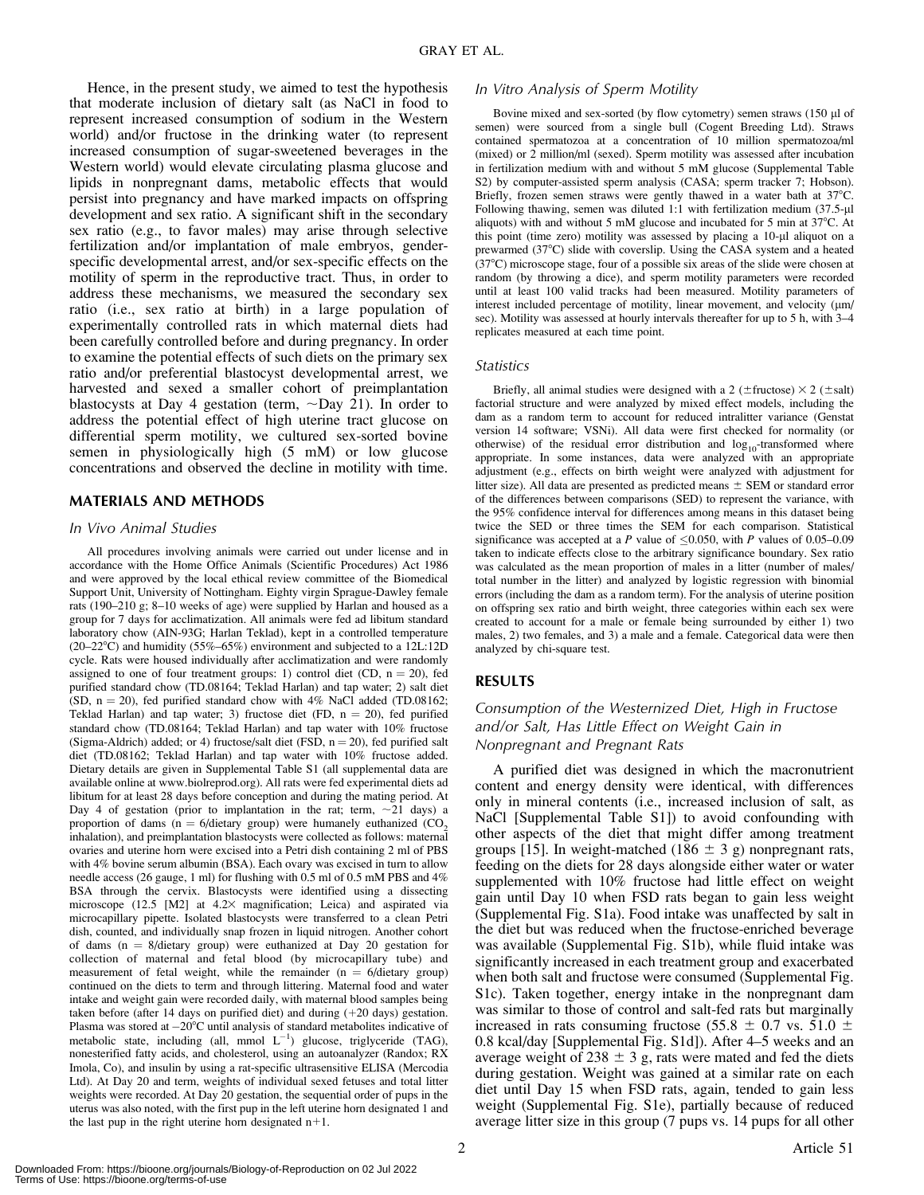Hence, in the present study, we aimed to test the hypothesis that moderate inclusion of dietary salt (as NaCl in food to represent increased consumption of sodium in the Western world) and/or fructose in the drinking water (to represent increased consumption of sugar-sweetened beverages in the Western world) would elevate circulating plasma glucose and lipids in nonpregnant dams, metabolic effects that would persist into pregnancy and have marked impacts on offspring development and sex ratio. A significant shift in the secondary sex ratio (e.g., to favor males) may arise through selective fertilization and/or implantation of male embryos, gender-specific developmental arrest, and/or sex-specific effects on the motility of sperm in the reproductive tract. Thus, in order to address these mechanisms, we measured the secondary sex ratio (i.e., sex ratio at birth) in a large population of experimentally controlled rats in which maternal diets had been carefully controlled before and during pregnancy. In order to examine the potential effects of such diets on the primary sex ratio and/or preferential blastocyst developmental arrest, we harvested and sexed a smaller cohort of preimplantation blastocysts at Day 4 gestation (term, ~Day 21). In order to address the potential effect of high uterine tract glucose on differential sperm motility, we cultured sex-sorted bovine semen in physiologically high (5 mM) or low glucose concentrations and observed the decline in motility with time.

## MATERIALS AND METHODS

### *In Vivo Animal Studies*

All procedures involving animals were carried out under license and in accordance with the Home Office Animals (Scientific Procedures) Act 1986 and were approved by the local ethical review committee of the Biomedical Support Unit, University of Nottingham. Eighty virgin Sprague-Dawley female rats (190–210 g; 8–10 weeks of age) were supplied by Harlan and housed as a group for 7 days for acclimatization. All animals were fed ad libitum standard laboratory chow (AIN-93G; Harlan Teklad), kept in a controlled temperature (20–22°C) and humidity (55%–65%) environment and subjected to a 12L:12D cycle. Rats were housed individually after acclimatization and were randomly assigned to one of four treatment groups: 1) control diet (CD, n = 20), fed purified standard chow (TD.08164; Teklad Harlan) and tap water; 2) salt diet (SD, n = 20), fed purified standard chow with 4% NaCl added (TD.08162; Teklad Harlan) and tap water; 3) fructose diet (FD, n = 20), fed purified standard chow (TD.08164; Teklad Harlan) and tap water with 10% fructose (Sigma-Aldrich) added; or 4) fructose/salt diet (FSD, n = 20), fed purified salt diet (TD.08162; Teklad Harlan) and tap water with 10% fructose added. Dietary details are given in Supplemental Table S1 (all supplemental data are available online at www.biolreprod.org). All rats were fed experimental diets ad libitum for at least 28 days before conception and during the mating period. At Day 4 of gestation (prior to implantation in the rat; term, ~21 days) a proportion of dams (n = 6/dietary group) were humanely euthanized ($CO_2$ inhalation), and preimplantation blastocysts were collected as follows: maternal ovaries and uterine horn were excised into a Petri dish containing 2 ml of PBS with 4% bovine serum albumin (BSA). Each ovary was excised in turn to allow needle access (26 gauge, 1 ml) for flushing with 0.5 ml of 0.5 mM PBS and 4% BSA through the cervix. Blastocysts were identified using a dissecting microscope (12.5 [M2] at 4.2× magnification; Leica) and aspirated via microcapillary pipette. Isolated blastocysts were transferred to a clean Petri dish, counted, and individually snap frozen in liquid nitrogen. Another cohort of dams (n = 8/dietary group) were euthanized at Day 20 gestation for collection of maternal and fetal blood (by microcapillary tube) and measurement of fetal weight, while the remainder (n = 6/dietary group) continued on the diets to term and through littering. Maternal food and water intake and weight gain were recorded daily, with maternal blood samples being taken before (after 14 days on purified diet) and during (+20 days) gestation. Plasma was stored at −20°C until analysis of standard metabolites indicative of metabolic state, including (all, mmol $L^{-1}$) glucose, triglyceride (TAG), nonesterified fatty acids, and cholesterol, using an autoanalyzer (Randox; RX Imola, Co), and insulin by using a rat-specific ultrasensitive ELISA (Mercodia Ltd). At Day 20 and term, weights of individual sexed fetuses and total litter weights were recorded. At Day 20 gestation, the sequential order of pups in the uterus was also noted, with the first pup in the left uterine horn designated 1 and the last pup in the right uterine horn designated n+1.

### *In Vitro Analysis of Sperm Motility*

Bovine mixed and sex-sorted (by flow cytometry) semen straws (150 µl of semen) were sourced from a single bull (Cogent Breeding Ltd). Straws contained spermatozoa at a concentration of 10 million spermatozoa/ml (mixed) or 2 million/ml (sexed). Sperm motility was assessed after incubation in fertilization medium with and without 5 mM glucose (Supplemental Table S2) by computer-assisted sperm analysis (CASA; sperm tracker 7; Hobson). Briefly, frozen semen straws were gently thawed in a water bath at 37°C. Following thawing, semen was diluted 1:1 with fertilization medium (37.5-µl aliquots) with and without 5 mM glucose and incubated for 5 min at 37°C. At this point (time zero) motility was assessed by placing a 10-µl aliquot on a prewarmed (37°C) slide with coverslip. Using the CASA system and a heated (37°C) microscope stage, four of a possible six areas of the slide were chosen at random (by throwing a dice), and sperm motility parameters were recorded until at least 100 valid tracks had been measured. Motility parameters of interest included percentage of motility, linear movement, and velocity (µm/sec). Motility was assessed at hourly intervals thereafter for up to 5 h, with 3–4 replicates measured at each time point.

### *Statistics*

Briefly, all animal studies were designed with a 2 (±fructose) × 2 (±salt) factorial structure and were analyzed by mixed effect models, including the dam as a random term to account for reduced intralitter variance (Genstat version 14 software; VSNi). All data were first checked for normality (or otherwise) of the residual error distribution and $\log_{10}$-transformed where appropriate. In some instances, data were analyzed with an appropriate adjustment (e.g., effects on birth weight were analyzed with adjustment for litter size). All data are presented as predicted means ± SEM or standard error of the differences between comparisons (SED) to represent the variance, with the 95% confidence interval for differences among means in this dataset being twice the SED or three times the SEM for each comparison. Statistical significance was accepted at a $P$ value of ≤0.050, with $P$ values of 0.05–0.09 taken to indicate effects close to the arbitrary significance boundary. Sex ratio was calculated as the mean proportion of males in a litter (number of males/total number in the litter) and analyzed by logistic regression with binomial errors (including the dam as a random term). For the analysis of uterine position on offspring sex ratio and birth weight, three categories within each sex were created to account for a male or female being surrounded by either 1) two males, 2) two females, and 3) a male and a female. Categorical data were then analyzed by chi-square test.

## RESULTS

### *Consumption of the Westernized Diet, High in Fructose and/or Salt, Has Little Effect on Weight Gain in Nonpregnant and Pregnant Rats*

A purified diet was designed in which the macronutrient content and energy density were identical, with differences only in mineral contents (i.e., increased inclusion of salt, as NaCl [Supplemental Table S1]) to avoid confounding with other aspects of the diet that might differ among treatment groups [15]. In weight-matched (186 ± 3 g) nonpregnant rats, feeding on the diets for 28 days alongside either water or water supplemented with 10% fructose had little effect on weight gain until Day 10 when FSD rats began to gain less weight (Supplemental Fig. S1a). Food intake was unaffected by salt in the diet but was reduced when the fructose-enriched beverage was available (Supplemental Fig. S1b), while fluid intake was significantly increased in each treatment group and exacerbated when both salt and fructose were consumed (Supplemental Fig. S1c). Taken together, energy intake in the nonpregnant dam was similar to those of control and salt-fed rats but marginally increased in rats consuming fructose (55.8 ± 0.7 vs. 51.0 ± 0.8 kcal/day [Supplemental Fig. S1d]). After 4–5 weeks and an average weight of 238 ± 3 g, rats were mated and fed the diets during gestation. Weight was gained at a similar rate on each diet until Day 15 when FSD rats, again, tended to gain less weight (Supplemental Fig. S1e), partially because of reduced average litter size in this group (7 pups vs. 14 pups for all other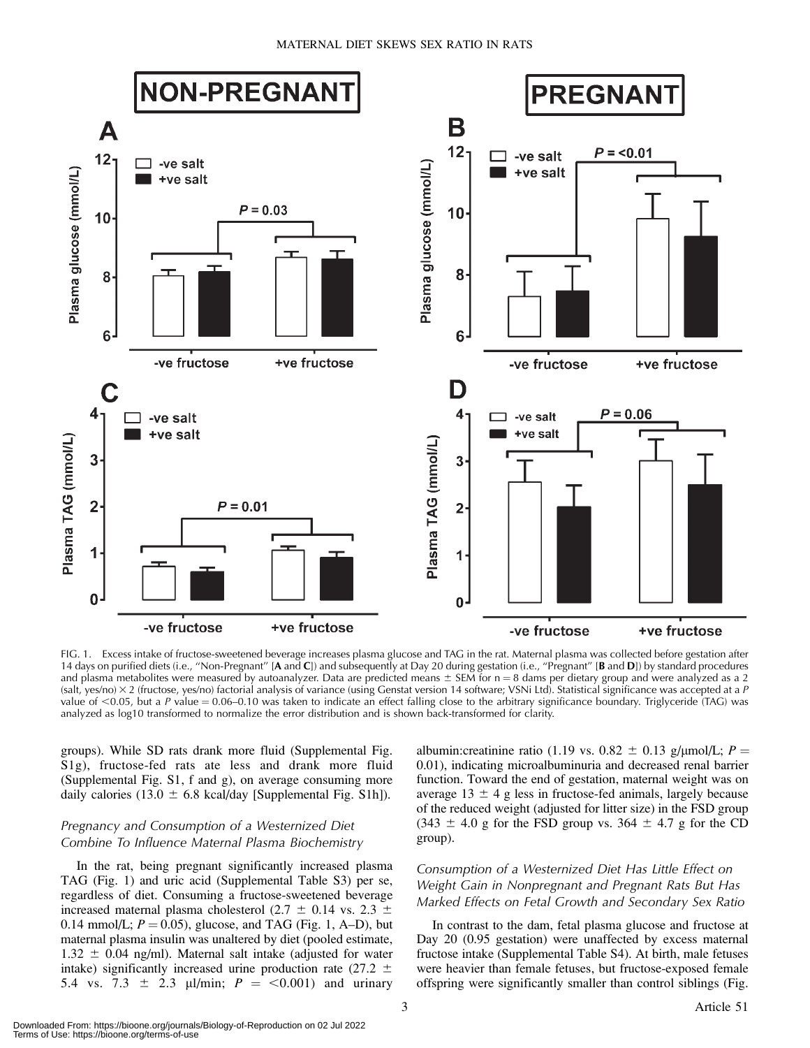FIG. 1. Excess intake of fructose-sweetened beverage increases plasma glucose and TAG in the rat. Maternal plasma was collected before gestation after 14 days on purified diets (i.e., "Non-Pregnant" [**A** and **C**]) and subsequently at Day 20 during gestation (i.e., "Pregnant" [**B** and **D**]) by standard procedures and plasma metabolites were measured by autoanalyzer. Data are predicted means ± SEM for n = 8 dams per dietary group and were analyzed as a 2 (salt, yes/no) × 2 (fructose, yes/no) factorial analysis of variance (using Genstat version 14 software; VSNi Ltd). Statistical significance was accepted at a *P* value of <0.05, but a *P* value = 0.06–0.10 was taken to indicate an effect falling close to the arbitrary significance boundary. Triglyceride (TAG) was analyzed as log10 transformed to normalize the error distribution and is shown back-transformed for clarity.

groups). While SD rats drank more fluid (Supplemental Fig. S1g), fructose-fed rats ate less and drank more fluid (Supplemental Fig. S1, f and g), on average consuming more daily calories (13.0 ± 6.8 kcal/day [Supplemental Fig. S1h]).

### *Pregnancy and Consumption of a Westernized Diet Combine To Influence Maternal Plasma Biochemistry*

In the rat, being pregnant significantly increased plasma TAG (Fig. 1) and uric acid (Supplemental Table S3) per se, regardless of diet. Consuming a fructose-sweetened beverage increased maternal plasma cholesterol (2.7 ± 0.14 vs. 2.3 ± 0.14 mmol/L; $P = 0.05$), glucose, and TAG (Fig. 1, A–D), but maternal plasma insulin was unaltered by diet (pooled estimate, 1.32 ± 0.04 ng/ml). Maternal salt intake (adjusted for water intake) significantly increased urine production rate (27.2 ± 5.4 vs. 7.3 ± 2.3 μl/min; $P = <0.001$) and urinary albumin:creatinine ratio (1.19 vs. 0.82 ± 0.13 g/μmol/L; $P = 0.01$), indicating microalbuminuria and decreased renal barrier function. Toward the end of gestation, maternal weight was on average 13 ± 4 g less in fructose-fed animals, largely because of the reduced weight (adjusted for litter size) in the FSD group (343 ± 4.0 g for the FSD group vs. 364 ± 4.7 g for the CD group).

### *Consumption of a Westernized Diet Has Little Effect on Weight Gain in Nonpregnant and Pregnant Rats But Has Marked Effects on Fetal Growth and Secondary Sex Ratio*

In contrast to the dam, fetal plasma glucose and fructose at Day 20 (0.95 gestation) were unaffected by excess maternal fructose intake (Supplemental Table S4). At birth, male fetuses were heavier than female fetuses, but fructose-exposed female offspring were significantly smaller than control siblings (Fig.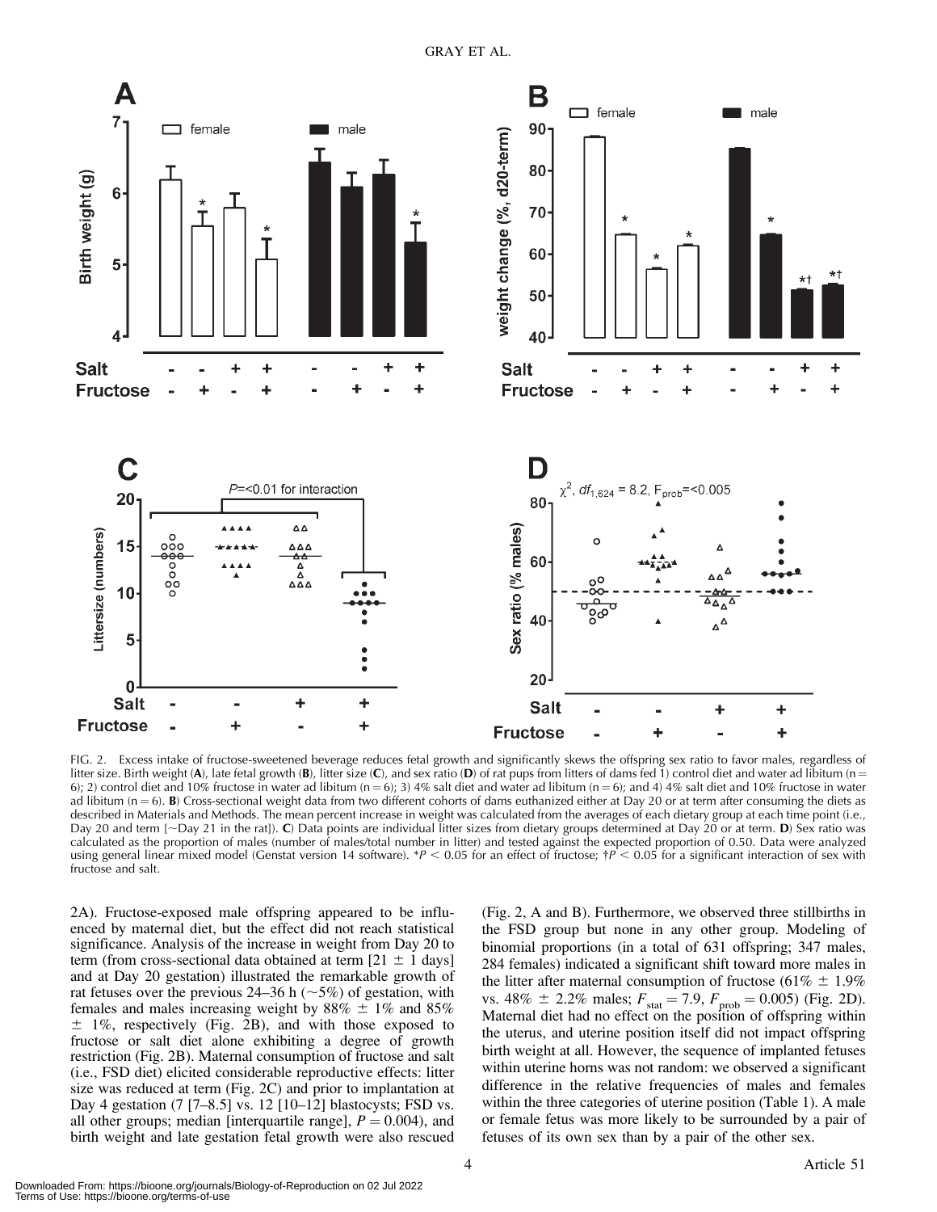FIG. 2. Excess intake of fructose-sweetened beverage reduces fetal growth and significantly skews the offspring sex ratio to favor males, regardless of litter size. Birth weight (**A**), late fetal growth (**B**), litter size (**C**), and sex ratio (**D**) of rat pups from litters of dams fed 1) control diet and water ad libitum (n = 6); 2) control diet and 10% fructose in water ad libitum (n = 6); 3) 4% salt diet and water ad libitum (n = 6); and 4) 4% salt diet and 10% fructose in water ad libitum (n = 6). **B**) Cross-sectional weight data from two different cohorts of dams euthanized either at Day 20 or at term after consuming the diets as described in Materials and Methods. The mean percent increase in weight was calculated from the averages of each dietary group at each time point (i.e., Day 20 and term [~Day 21 in the rat]). **C**) Data points are individual litter sizes from dietary groups determined at Day 20 or at term. **D**) Sex ratio was calculated as the proportion of males (number of males/total number in litter) and tested against the expected proportion of 0.50. Data were analyzed using general linear mixed model (Genstat version 14 software). \*$P < 0.05$ for an effect of fructose; †$P < 0.05$ for a significant interaction of sex with fructose and salt.

2A). Fructose-exposed male offspring appeared to be influenced by maternal diet, but the effect did not reach statistical significance. Analysis of the increase in weight from Day 20 to term (from cross-sectional data obtained at term [21 ± 1 days] and at Day 20 gestation) illustrated the remarkable growth of rat fetuses over the previous 24–36 h (~5%) of gestation, with females and males increasing weight by 88% ± 1% and 85% ± 1%, respectively (Fig. 2B), and with those exposed to fructose or salt diet alone exhibiting a degree of growth restriction (Fig. 2B). Maternal consumption of fructose and salt (i.e., FSD diet) elicited considerable reproductive effects: litter size was reduced at term (Fig. 2C) and prior to implantation at Day 4 gestation (7 [7–8.5] vs. 12 [10–12] blastocysts; FSD vs. all other groups; median [interquartile range], $P = 0.004$), and birth weight and late gestation fetal growth were also rescued (Fig. 2, A and B). Furthermore, we observed three stillbirths in the FSD group but none in any other group. Modeling of binomial proportions (in a total of 631 offspring; 347 males, 284 females) indicated a significant shift toward more males in the litter after maternal consumption of fructose (61% ± 1.9% vs. 48% ± 2.2% males; $F_{stat} = 7.9$, $F_{prob} = 0.005$) (Fig. 2D). Maternal diet had no effect on the position of offspring within the uterus, and uterine position itself did not impact offspring birth weight at all. However, the sequence of implanted fetuses within uterine horns was not random: we observed a significant difference in the relative frequencies of males and females within the three categories of uterine position (Table 1). A male or female fetus was more likely to be surrounded by a pair of fetuses of its own sex than by a pair of the other sex.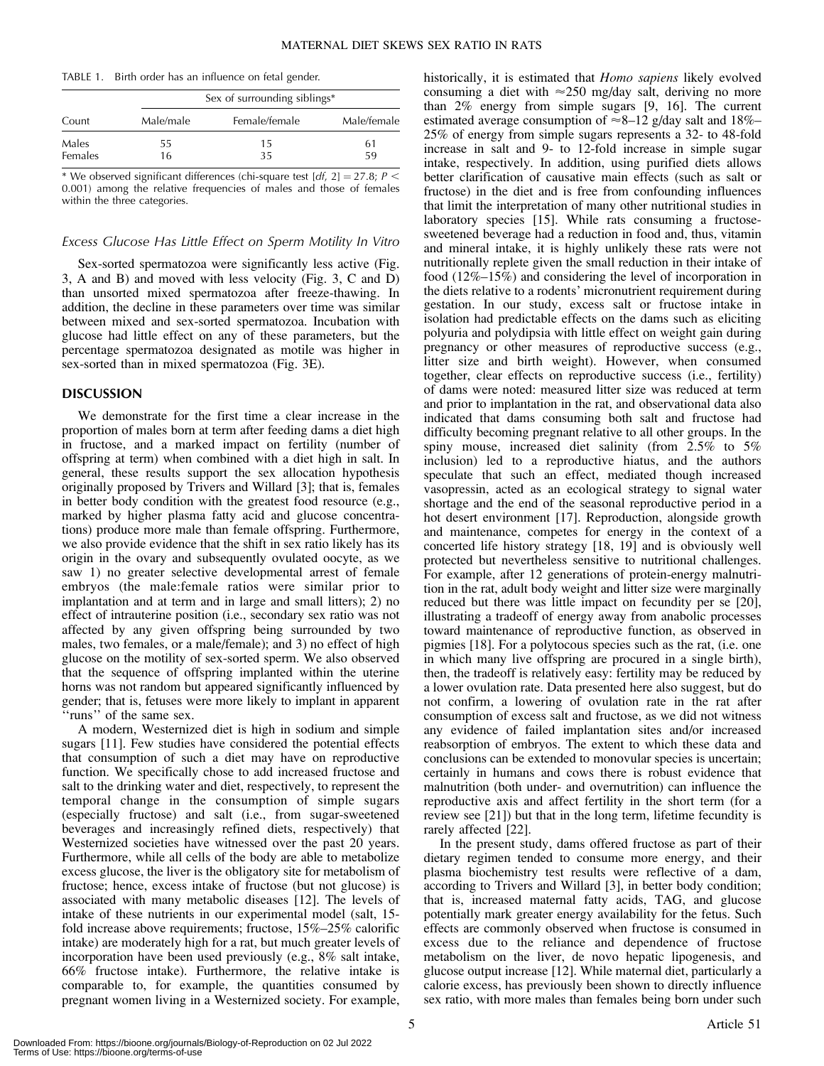TABLE 1. Birth order has an influence on fetal gender.

| Count | Sex of surrounding siblings* | | |
|---|---|---|---|
| | Male/male | Female/female | Male/female |
| Males | 55 | 15 | 61 |
| Females | 16 | 35 | 59 |

\* We observed significant differences (chi-square test [*df*, 2] = 27.8; $P < 0.001$) among the relative frequencies of males and those of females within the three categories.

### *Excess Glucose Has Little Effect on Sperm Motility In Vitro*

Sex-sorted spermatozoa were significantly less active (Fig. 3, A and B) and moved with less velocity (Fig. 3, C and D) than unsorted mixed spermatozoa after freeze-thawing. In addition, the decline in these parameters over time was similar between mixed and sex-sorted spermatozoa. Incubation with glucose had little effect on any of these parameters, but the percentage spermatozoa designated as motile was higher in sex-sorted than in mixed spermatozoa (Fig. 3E).

## DISCUSSION

We demonstrate for the first time a clear increase in the proportion of males born at term after feeding dams a diet high in fructose, and a marked impact on fertility (number of offspring at term) when combined with a diet high in salt. In general, these results support the sex allocation hypothesis originally proposed by Trivers and Willard [3]; that is, females in better body condition with the greatest food resource (e.g., marked by higher plasma fatty acid and glucose concentrations) produce more male than female offspring. Furthermore, we also provide evidence that the shift in sex ratio likely has its origin in the ovary and subsequently ovulated oocyte, as we saw 1) no greater selective developmental arrest of female embryos (the male:female ratios were similar prior to implantation and at term and in large and small litters); 2) no effect of intrauterine position (i.e., secondary sex ratio was not affected by any given offspring being surrounded by two males, two females, or a male/female); and 3) no effect of high glucose on the motility of sex-sorted sperm. We also observed that the sequence of offspring implanted within the uterine horns was not random but appeared significantly influenced by gender; that is, fetuses were more likely to implant in apparent ''runs'' of the same sex.

A modern, Westernized diet is high in sodium and simple sugars [11]. Few studies have considered the potential effects that consumption of such a diet may have on reproductive function. We specifically chose to add increased fructose and salt to the drinking water and diet, respectively, to represent the temporal change in the consumption of simple sugars (especially fructose) and salt (i.e., from sugar-sweetened beverages and increasingly refined diets, respectively) that Westernized societies have witnessed over the past 20 years. Furthermore, while all cells of the body are able to metabolize excess glucose, the liver is the obligatory site for metabolism of fructose; hence, excess intake of fructose (but not glucose) is associated with many metabolic diseases [12]. The levels of intake of these nutrients in our experimental model (salt, 15-fold increase above requirements; fructose, 15%–25% calorific intake) are moderately high for a rat, but much greater levels of incorporation have been used previously (e.g., 8% salt intake, 66% fructose intake). Furthermore, the relative intake is comparable to, for example, the quantities consumed by pregnant women living in a Westernized society. For example, historically, it is estimated that *Homo sapiens* likely evolved consuming a diet with ≈250 mg/day salt, deriving no more than 2% energy from simple sugars [9, 16]. The current estimated average consumption of ≈8–12 g/day salt and 18%–25% of energy from simple sugars represents a 32- to 48-fold increase in salt and 9- to 12-fold increase in simple sugar intake, respectively. In addition, using purified diets allows better clarification of causative main effects (such as salt or fructose) in the diet and is free from confounding influences that limit the interpretation of many other nutritional studies in laboratory species [15]. While rats consuming a fructose-sweetened beverage had a reduction in food and, thus, vitamin and mineral intake, it is highly unlikely these rats were not nutritionally replete given the small reduction in their intake of food (12%–15%) and considering the level of incorporation in the diets relative to a rodents' micronutrient requirement during gestation. In our study, excess salt or fructose intake in isolation had predictable effects on the dams such as eliciting polyuria and polydipsia with little effect on weight gain during pregnancy or other measures of reproductive success (e.g., litter size and birth weight). However, when consumed together, clear effects on reproductive success (i.e., fertility) of dams were noted: measured litter size was reduced at term and prior to implantation in the rat, and observational data also indicated that dams consuming both salt and fructose had difficulty becoming pregnant relative to all other groups. In the spiny mouse, increased diet salinity (from 2.5% to 5% inclusion) led to a reproductive hiatus, and the authors speculate that such an effect, mediated though increased vasopressin, acted as an ecological strategy to signal water shortage and the end of the seasonal reproductive period in a hot desert environment [17]. Reproduction, alongside growth and maintenance, competes for energy in the context of a concerted life history strategy [18, 19] and is obviously well protected but nevertheless sensitive to nutritional challenges. For example, after 12 generations of protein-energy malnutrition in the rat, adult body weight and litter size were marginally reduced but there was little impact on fecundity per se [20], illustrating a tradeoff of energy away from anabolic processes toward maintenance of reproductive function, as observed in pigmies [18]. For a polytocous species such as the rat, (i.e. one in which many live offspring are procured in a single birth), then, the tradeoff is relatively easy: fertility may be reduced by a lower ovulation rate. Data presented here also suggest, but do not confirm, a lowering of ovulation rate in the rat after consumption of excess salt and fructose, as we did not witness any evidence of failed implantation sites and/or increased reabsorption of embryos. The extent to which these data and conclusions can be extended to monovular species is uncertain; certainly in humans and cows there is robust evidence that malnutrition (both under- and overnutrition) can influence the reproductive axis and affect fertility in the short term (for a review see [21]) but that in the long term, lifetime fecundity is rarely affected [22].

In the present study, dams offered fructose as part of their dietary regimen tended to consume more energy, and their plasma biochemistry test results were reflective of a dam, according to Trivers and Willard [3], in better body condition; that is, increased maternal fatty acids, TAG, and glucose potentially mark greater energy availability for the fetus. Such effects are commonly observed when fructose is consumed in excess due to the reliance and dependence of fructose metabolism on the liver, de novo hepatic lipogenesis, and glucose output increase [12]. While maternal diet, particularly a calorie excess, has previously been shown to directly influence sex ratio, with more males than females being born under such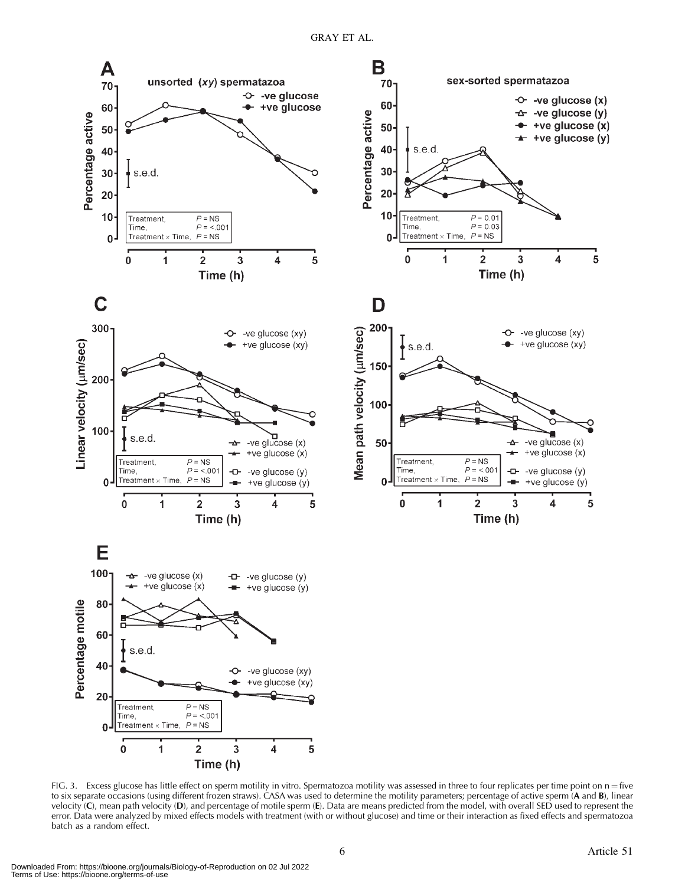FIG. 3. Excess glucose has little effect on sperm motility in vitro. Spermatozoa motility was assessed in three to four replicates per time point on n = five to six separate occasions (using different frozen straws). CASA was used to determine the motility parameters; percentage of active sperm (**A** and **B**), linear velocity (**C**), mean path velocity (**D**), and percentage of motile sperm (**E**). Data are means predicted from the model, with overall SED used to represent the error. Data were analyzed by mixed effects models with treatment (with or without glucose) and time or their interaction as fixed effects and spermatozoa batch as a random effect.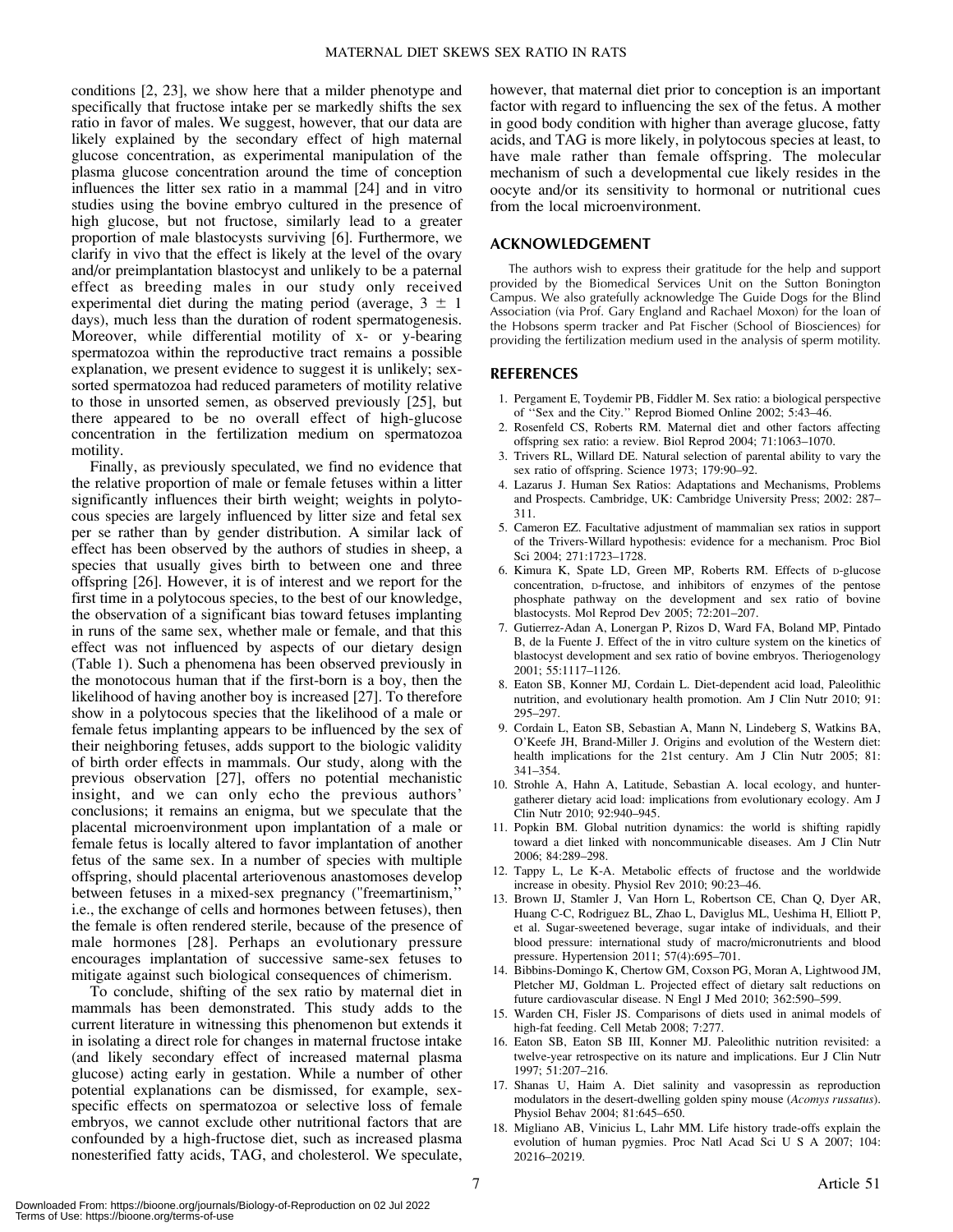conditions [2, 23], we show here that a milder phenotype and specifically that fructose intake per se markedly shifts the sex ratio in favor of males. We suggest, however, that our data are likely explained by the secondary effect of high maternal glucose concentration, as experimental manipulation of the plasma glucose concentration around the time of conception influences the litter sex ratio in a mammal [24] and in vitro studies using the bovine embryo cultured in the presence of high glucose, but not fructose, similarly lead to a greater proportion of male blastocysts surviving [6]. Furthermore, we clarify in vivo that the effect is likely at the level of the ovary and/or preimplantation blastocyst and unlikely to be a paternal effect as breeding males in our study only received experimental diet during the mating period (average, $3 \pm 1$ days), much less than the duration of rodent spermatogenesis. Moreover, while differential motility of x- or y-bearing spermatozoa within the reproductive tract remains a possible explanation, we present evidence to suggest it is unlikely; sex-sorted spermatozoa had reduced parameters of motility relative to those in unsorted semen, as observed previously [25], but there appeared to be no overall effect of high-glucose concentration in the fertilization medium on spermatozoa motility.

Finally, as previously speculated, we find no evidence that the relative proportion of male or female fetuses within a litter significantly influences their birth weight; weights in polytocous species are largely influenced by litter size and fetal sex per se rather than by gender distribution. A similar lack of effect has been observed by the authors of studies in sheep, a species that usually gives birth to between one and three offspring [26]. However, it is of interest and we report for the first time in a polytocous species, to the best of our knowledge, the observation of a significant bias toward fetuses implanting in runs of the same sex, whether male or female, and that this effect was not influenced by aspects of our dietary design (Table 1). Such a phenomena has been observed previously in the monotocous human that if the first-born is a boy, then the likelihood of having another boy is increased [27]. To therefore show in a polytocous species that the likelihood of a male or female fetus implanting appears to be influenced by the sex of their neighboring fetuses, adds support to the biologic validity of birth order effects in mammals. Our study, along with the previous observation [27], offers no potential mechanistic insight, and we can only echo the previous authors' conclusions; it remains an enigma, but we speculate that the placental microenvironment upon implantation of a male or female fetus is locally altered to favor implantation of another fetus of the same sex. In a number of species with multiple offspring, should placental arteriovenous anastomoses develop between fetuses in a mixed-sex pregnancy ("freemartinism," i.e., the exchange of cells and hormones between fetuses), then the female is often rendered sterile, because of the presence of male hormones [28]. Perhaps an evolutionary pressure encourages implantation of successive same-sex fetuses to mitigate against such biological consequences of chimerism.

To conclude, shifting of the sex ratio by maternal diet in mammals has been demonstrated. This study adds to the current literature in witnessing this phenomenon but extends it in isolating a direct role for changes in maternal fructose intake (and likely secondary effect of increased maternal plasma glucose) acting early in gestation. While a number of other potential explanations can be dismissed, for example, sex-specific effects on spermatozoa or selective loss of female embryos, we cannot exclude other nutritional factors that are confounded by a high-fructose diet, such as increased plasma nonesterified fatty acids, TAG, and cholesterol. We speculate, however, that maternal diet prior to conception is an important factor with regard to influencing the sex of the fetus. A mother in good body condition with higher than average glucose, fatty acids, and TAG is more likely, in polytocous species at least, to have male rather than female offspring. The molecular mechanism of such a developmental cue likely resides in the oocyte and/or its sensitivity to hormonal or nutritional cues from the local microenvironment.

## ACKNOWLEDGEMENT

The authors wish to express their gratitude for the help and support provided by the Biomedical Services Unit on the Sutton Bonington Campus. We also gratefully acknowledge The Guide Dogs for the Blind Association (via Prof. Gary England and Rachael Moxon) for the loan of the Hobsons sperm tracker and Pat Fischer (School of Biosciences) for providing the fertilization medium used in the analysis of sperm motility.

## REFERENCES

1. Pergament E, Toydemir PB, Fiddler M. Sex ratio: a biological perspective of "Sex and the City." Reprod Biomed Online 2002; 5:43–46.
2. Rosenfeld CS, Roberts RM. Maternal diet and other factors affecting offspring sex ratio: a review. Biol Reprod 2004; 71:1063–1070.
3. Trivers RL, Willard DE. Natural selection of parental ability to vary the sex ratio of offspring. Science 1973; 179:90–92.
4. Lazarus J. Human Sex Ratios: Adaptations and Mechanisms, Problems and Prospects. Cambridge, UK: Cambridge University Press; 2002: 287–311.
5. Cameron EZ. Facultative adjustment of mammalian sex ratios in support of the Trivers-Willard hypothesis: evidence for a mechanism. Proc Biol Sci 2004; 271:1723–1728.
6. Kimura K, Spate LD, Green MP, Roberts RM. Effects of D-glucose concentration, D-fructose, and inhibitors of enzymes of the pentose phosphate pathway on the development and sex ratio of bovine blastocysts. Mol Reprod Dev 2005; 72:201–207.
7. Gutierrez-Adan A, Lonergan P, Rizos D, Ward FA, Boland MP, Pintado B, de la Fuente J. Effect of the in vitro culture system on the kinetics of blastocyst development and sex ratio of bovine embryos. Theriogenology 2001; 55:1117–1126.
8. Eaton SB, Konner MJ, Cordain L. Diet-dependent acid load, Paleolithic nutrition, and evolutionary health promotion. Am J Clin Nutr 2010; 91: 295–297.
9. Cordain L, Eaton SB, Sebastian A, Mann N, Lindeberg S, Watkins BA, O'Keefe JH, Brand-Miller J. Origins and evolution of the Western diet: health implications for the 21st century. Am J Clin Nutr 2005; 81: 341–354.
10. Strohle A, Hahn A, Latitude, Sebastian A. local ecology, and hunter-gatherer dietary acid load: implications from evolutionary ecology. Am J Clin Nutr 2010; 92:940–945.
11. Popkin BM. Global nutrition dynamics: the world is shifting rapidly toward a diet linked with noncommunicable diseases. Am J Clin Nutr 2006; 84:289–298.
12. Tappy L, Le K-A. Metabolic effects of fructose and the worldwide increase in obesity. Physiol Rev 2010; 90:23–46.
13. Brown IJ, Stamler J, Van Horn L, Robertson CE, Chan Q, Dyer AR, Huang C-C, Rodriguez BL, Zhao L, Daviglus ML, Ueshima H, Elliott P, et al. Sugar-sweetened beverage, sugar intake of individuals, and their blood pressure: international study of macro/micronutrients and blood pressure. Hypertension 2011; 57(4):695–701.
14. Bibbins-Domingo K, Chertow GM, Coxson PG, Moran A, Lightwood JM, Pletcher MJ, Goldman L. Projected effect of dietary salt reductions on future cardiovascular disease. N Engl J Med 2010; 362:590–599.
15. Warden CH, Fisler JS. Comparisons of diets used in animal models of high-fat feeding. Cell Metab 2008; 7:277.
16. Eaton SB, Eaton SB III, Konner MJ. Paleolithic nutrition revisited: a twelve-year retrospective on its nature and implications. Eur J Clin Nutr 1997; 51:207–216.
17. Shanas U, Haim A. Diet salinity and vasopressin as reproduction modulators in the desert-dwelling golden spiny mouse (*Acomys russatus*). Physiol Behav 2004; 81:645–650.
18. Migliano AB, Vinicius L, Lahr MM. Life history trade-offs explain the evolution of human pygmies. Proc Natl Acad Sci U S A 2007; 104: 20216–20219.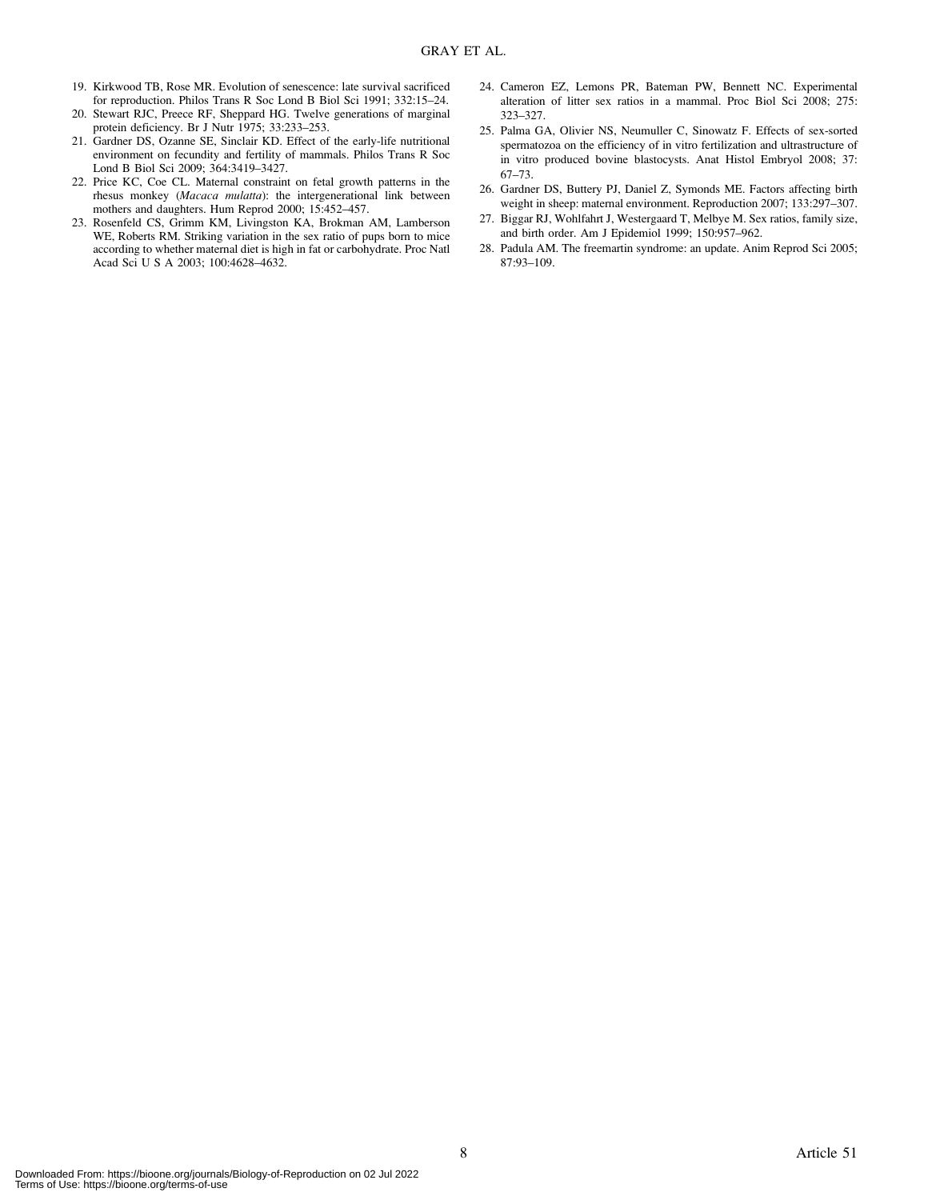19. Kirkwood TB, Rose MR. Evolution of senescence: late survival sacrificed for reproduction. Philos Trans R Soc Lond B Biol Sci 1991; 332:15–24.
20. Stewart RJC, Preece RF, Sheppard HG. Twelve generations of marginal protein deficiency. Br J Nutr 1975; 33:233–253.
21. Gardner DS, Ozanne SE, Sinclair KD. Effect of the early-life nutritional environment on fecundity and fertility of mammals. Philos Trans R Soc Lond B Biol Sci 2009; 364:3419–3427.
22. Price KC, Coe CL. Maternal constraint on fetal growth patterns in the rhesus monkey (*Macaca mulatta*): the intergenerational link between mothers and daughters. Hum Reprod 2000; 15:452–457.
23. Rosenfeld CS, Grimm KM, Livingston KA, Brokman AM, Lamberson WE, Roberts RM. Striking variation in the sex ratio of pups born to mice according to whether maternal diet is high in fat or carbohydrate. Proc Natl Acad Sci U S A 2003; 100:4628–4632.
24. Cameron EZ, Lemons PR, Bateman PW, Bennett NC. Experimental alteration of litter sex ratios in a mammal. Proc Biol Sci 2008; 275: 323–327.
25. Palma GA, Olivier NS, Neumuller C, Sinowatz F. Effects of sex-sorted spermatozoa on the efficiency of in vitro fertilization and ultrastructure of in vitro produced bovine blastocysts. Anat Histol Embryol 2008; 37: 67–73.
26. Gardner DS, Buttery PJ, Daniel Z, Symonds ME. Factors affecting birth weight in sheep: maternal environment. Reproduction 2007; 133:297–307.
27. Biggar RJ, Wohlfahrt J, Westergaard T, Melbye M. Sex ratios, family size, and birth order. Am J Epidemiol 1999; 150:957–962.
28. Padula AM. The freemartin syndrome: an update. Anim Reprod Sci 2005; 87:93–109.

Downloaded From: https://bioone.org/journals/Biology-of-Reproduction on 02 Jul 2022
Terms of Use: https://bioone.org/terms-of-use